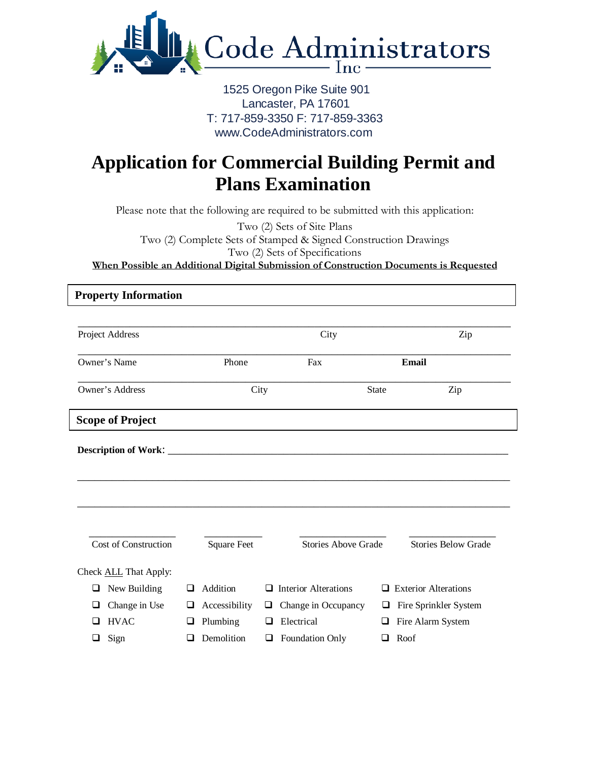Code Administrators Inc

1525 Oregon Pike Suite 901
Lancaster, PA 17601
T: 717-859-3350 F: 717-859-3363
www.CodeAdministrators.com

# Application for Commercial Building Permit and Plans Examination

Please note that the following are required to be submitted with this application:

Two (2) Sets of Site Plans
Two (2) Complete Sets of Stamped & Signed Construction Drawings
Two (2) Sets of Specifications
**When Possible an Additional Digital Submission of Construction Documents is Requested**

## Property Information

______________________________________________________________________________
Project Address City Zip

______________________________________________________________________________
Owner's Name Phone Fax **Email**

______________________________________________________________________________
Owner's Address City State Zip

## Scope of Project

**Description of Work**: ____________________________________________________________

______________________________________________________________________________

______________________________________________________________________________

________________ ________________ ________________ ________________
Cost of Construction Square Feet Stories Above Grade Stories Below Grade

Check ALL That Apply:

- ❑ New Building
- ❑ Addition
- ❑ Interior Alterations
- ❑ Exterior Alterations
- ❑ Change in Use
- ❑ Accessibility
- ❑ Change in Occupancy
- ❑ Fire Sprinkler System
- ❑ HVAC
- ❑ Plumbing
- ❑ Electrical
- ❑ Fire Alarm System
- ❑ Sign
- ❑ Demolition
- ❑ Foundation Only
- ❑ Roof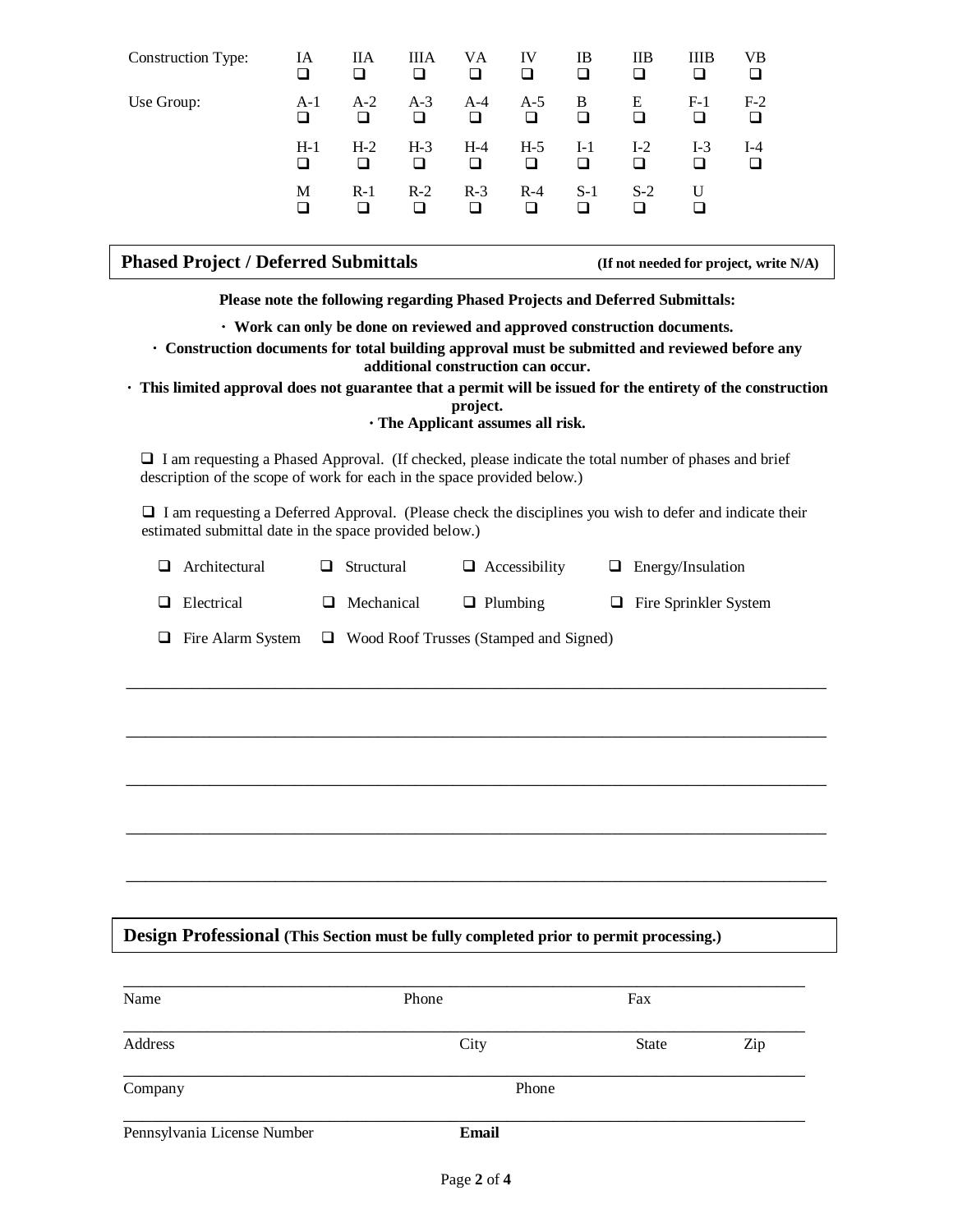| Construction Type: | IA | IIA | IIIA | VA | IV | IB | IIB | IIIB | VB |
|---|---|---|---|---|---|---|---|---|---|
| | ❑ | ❑ | ❑ | ❑ | ❑ | ❑ | ❑ | ❑ | ❑ |
| Use Group: | A-1 | A-2 | A-3 | A-4 | A-5 | B | E | F-1 | F-2 |
| | ❑ | ❑ | ❑ | ❑ | ❑ | ❑ | ❑ | ❑ | ❑ |
| | H-1 | H-2 | H-3 | H-4 | H-5 | I-1 | I-2 | I-3 | I-4 |
| | ❑ | ❑ | ❑ | ❑ | ❑ | ❑ | ❑ | ❑ | ❑ |
| | M | R-1 | R-2 | R-3 | R-4 | S-1 | S-2 | U | |
| | ❑ | ❑ | ❑ | ❑ | ❑ | ❑ | ❑ | ❑ | |

## Phased Project / Deferred Submittals **(If not needed for project, write N/A)**

**Please note the following regarding Phased Projects and Deferred Submittals:**

- **Work can only be done on reviewed and approved construction documents.**
- **Construction documents for total building approval must be submitted and reviewed before any additional construction can occur.**
- **This limited approval does not guarantee that a permit will be issued for the entirety of the construction project.**
- **The Applicant assumes all risk.**

❑ I am requesting a Phased Approval. (If checked, please indicate the total number of phases and brief description of the scope of work for each in the space provided below.)

❑ I am requesting a Deferred Approval. (Please check the disciplines you wish to defer and indicate their estimated submittal date in the space provided below.)

❑ Architectural ❑ Structural ❑ Accessibility ❑ Energy/Insulation

❑ Electrical ❑ Mechanical ❑ Plumbing ❑ Fire Sprinkler System

❑ Fire Alarm System ❑ Wood Roof Trusses (Stamped and Signed)

_______________________________________________________________________________

_______________________________________________________________________________

_______________________________________________________________________________

_______________________________________________________________________________

_______________________________________________________________________________

## Design Professional **(This Section must be fully completed prior to permit processing.)**

_______________________________________________________________________________

Name Phone Fax

_______________________________________________________________________________

Address City State Zip

_______________________________________________________________________________

Company Phone

_______________________________________________________________________________

Pennsylvania License Number **Email**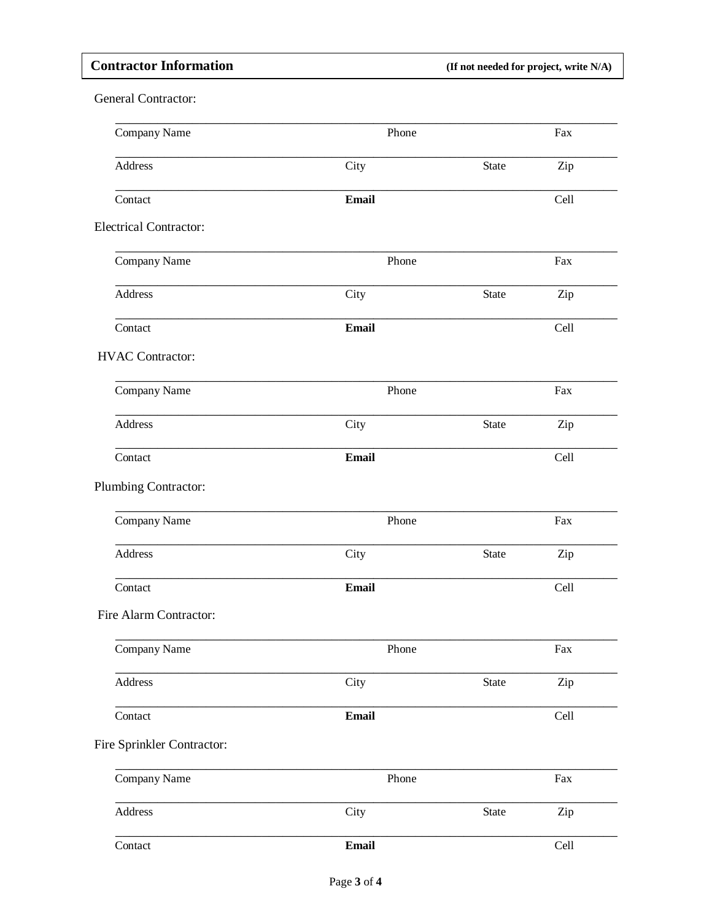## Contractor Information

**(If not needed for project, write N/A)**

General Contractor:

\_\_\_\_\_\_\_\_\_\_\_\_\_\_\_\_\_\_\_\_\_\_\_\_\_\_\_\_\_\_\_\_\_\_\_\_\_\_\_\_\_\_\_\_\_\_\_\_\_\_\_\_\_\_\_\_\_\_\_\_\_\_\_\_\_\_\_\_\_\_\_\_\_\_\_\_\_\_
Company Name Phone Fax

\_\_\_\_\_\_\_\_\_\_\_\_\_\_\_\_\_\_\_\_\_\_\_\_\_\_\_\_\_\_\_\_\_\_\_\_\_\_\_\_\_\_\_\_\_\_\_\_\_\_\_\_\_\_\_\_\_\_\_\_\_\_\_\_\_\_\_\_\_\_\_\_\_\_\_\_\_\_
Address City State Zip

\_\_\_\_\_\_\_\_\_\_\_\_\_\_\_\_\_\_\_\_\_\_\_\_\_\_\_\_\_\_\_\_\_\_\_\_\_\_\_\_\_\_\_\_\_\_\_\_\_\_\_\_\_\_\_\_\_\_\_\_\_\_\_\_\_\_\_\_\_\_\_\_\_\_\_\_\_\_
Contact **Email** Cell

Electrical Contractor:

\_\_\_\_\_\_\_\_\_\_\_\_\_\_\_\_\_\_\_\_\_\_\_\_\_\_\_\_\_\_\_\_\_\_\_\_\_\_\_\_\_\_\_\_\_\_\_\_\_\_\_\_\_\_\_\_\_\_\_\_\_\_\_\_\_\_\_\_\_\_\_\_\_\_\_\_\_\_
Company Name Phone Fax

\_\_\_\_\_\_\_\_\_\_\_\_\_\_\_\_\_\_\_\_\_\_\_\_\_\_\_\_\_\_\_\_\_\_\_\_\_\_\_\_\_\_\_\_\_\_\_\_\_\_\_\_\_\_\_\_\_\_\_\_\_\_\_\_\_\_\_\_\_\_\_\_\_\_\_\_\_\_
Address City State Zip

\_\_\_\_\_\_\_\_\_\_\_\_\_\_\_\_\_\_\_\_\_\_\_\_\_\_\_\_\_\_\_\_\_\_\_\_\_\_\_\_\_\_\_\_\_\_\_\_\_\_\_\_\_\_\_\_\_\_\_\_\_\_\_\_\_\_\_\_\_\_\_\_\_\_\_\_\_\_
Contact **Email** Cell

HVAC Contractor:

\_\_\_\_\_\_\_\_\_\_\_\_\_\_\_\_\_\_\_\_\_\_\_\_\_\_\_\_\_\_\_\_\_\_\_\_\_\_\_\_\_\_\_\_\_\_\_\_\_\_\_\_\_\_\_\_\_\_\_\_\_\_\_\_\_\_\_\_\_\_\_\_\_\_\_\_\_\_
Company Name Phone Fax

\_\_\_\_\_\_\_\_\_\_\_\_\_\_\_\_\_\_\_\_\_\_\_\_\_\_\_\_\_\_\_\_\_\_\_\_\_\_\_\_\_\_\_\_\_\_\_\_\_\_\_\_\_\_\_\_\_\_\_\_\_\_\_\_\_\_\_\_\_\_\_\_\_\_\_\_\_\_
Address City State Zip

\_\_\_\_\_\_\_\_\_\_\_\_\_\_\_\_\_\_\_\_\_\_\_\_\_\_\_\_\_\_\_\_\_\_\_\_\_\_\_\_\_\_\_\_\_\_\_\_\_\_\_\_\_\_\_\_\_\_\_\_\_\_\_\_\_\_\_\_\_\_\_\_\_\_\_\_\_\_
Contact **Email** Cell

Plumbing Contractor:

\_\_\_\_\_\_\_\_\_\_\_\_\_\_\_\_\_\_\_\_\_\_\_\_\_\_\_\_\_\_\_\_\_\_\_\_\_\_\_\_\_\_\_\_\_\_\_\_\_\_\_\_\_\_\_\_\_\_\_\_\_\_\_\_\_\_\_\_\_\_\_\_\_\_\_\_\_\_
Company Name Phone Fax

\_\_\_\_\_\_\_\_\_\_\_\_\_\_\_\_\_\_\_\_\_\_\_\_\_\_\_\_\_\_\_\_\_\_\_\_\_\_\_\_\_\_\_\_\_\_\_\_\_\_\_\_\_\_\_\_\_\_\_\_\_\_\_\_\_\_\_\_\_\_\_\_\_\_\_\_\_\_
Address City State Zip

\_\_\_\_\_\_\_\_\_\_\_\_\_\_\_\_\_\_\_\_\_\_\_\_\_\_\_\_\_\_\_\_\_\_\_\_\_\_\_\_\_\_\_\_\_\_\_\_\_\_\_\_\_\_\_\_\_\_\_\_\_\_\_\_\_\_\_\_\_\_\_\_\_\_\_\_\_\_
Contact **Email** Cell

Fire Alarm Contractor:

\_\_\_\_\_\_\_\_\_\_\_\_\_\_\_\_\_\_\_\_\_\_\_\_\_\_\_\_\_\_\_\_\_\_\_\_\_\_\_\_\_\_\_\_\_\_\_\_\_\_\_\_\_\_\_\_\_\_\_\_\_\_\_\_\_\_\_\_\_\_\_\_\_\_\_\_\_\_
Company Name Phone Fax

\_\_\_\_\_\_\_\_\_\_\_\_\_\_\_\_\_\_\_\_\_\_\_\_\_\_\_\_\_\_\_\_\_\_\_\_\_\_\_\_\_\_\_\_\_\_\_\_\_\_\_\_\_\_\_\_\_\_\_\_\_\_\_\_\_\_\_\_\_\_\_\_\_\_\_\_\_\_
Address City State Zip

\_\_\_\_\_\_\_\_\_\_\_\_\_\_\_\_\_\_\_\_\_\_\_\_\_\_\_\_\_\_\_\_\_\_\_\_\_\_\_\_\_\_\_\_\_\_\_\_\_\_\_\_\_\_\_\_\_\_\_\_\_\_\_\_\_\_\_\_\_\_\_\_\_\_\_\_\_\_
Contact **Email** Cell

Fire Sprinkler Contractor:

\_\_\_\_\_\_\_\_\_\_\_\_\_\_\_\_\_\_\_\_\_\_\_\_\_\_\_\_\_\_\_\_\_\_\_\_\_\_\_\_\_\_\_\_\_\_\_\_\_\_\_\_\_\_\_\_\_\_\_\_\_\_\_\_\_\_\_\_\_\_\_\_\_\_\_\_\_\_
Company Name Phone Fax

\_\_\_\_\_\_\_\_\_\_\_\_\_\_\_\_\_\_\_\_\_\_\_\_\_\_\_\_\_\_\_\_\_\_\_\_\_\_\_\_\_\_\_\_\_\_\_\_\_\_\_\_\_\_\_\_\_\_\_\_\_\_\_\_\_\_\_\_\_\_\_\_\_\_\_\_\_\_
Address City State Zip

\_\_\_\_\_\_\_\_\_\_\_\_\_\_\_\_\_\_\_\_\_\_\_\_\_\_\_\_\_\_\_\_\_\_\_\_\_\_\_\_\_\_\_\_\_\_\_\_\_\_\_\_\_\_\_\_\_\_\_\_\_\_\_\_\_\_\_\_\_\_\_\_\_\_\_\_\_\_
Contact **Email** Cell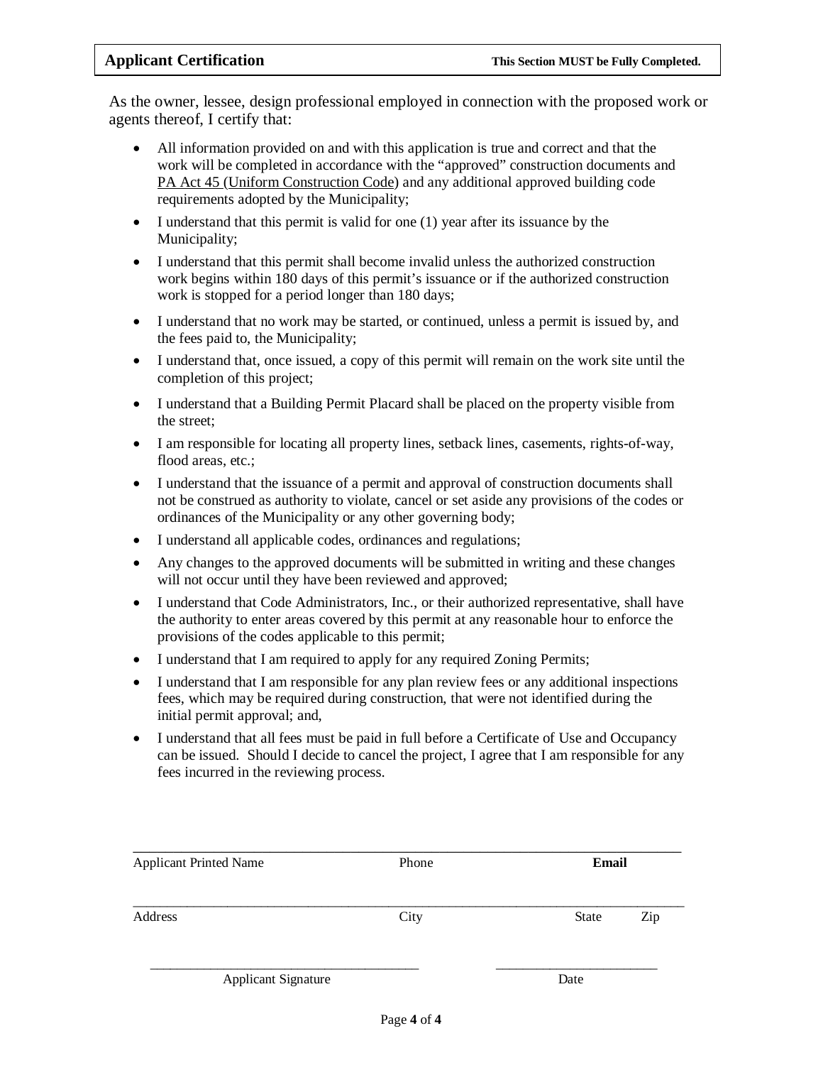## Applicant Certification

**This Section MUST be Fully Completed.**

As the owner, lessee, design professional employed in connection with the proposed work or agents thereof, I certify that:

- All information provided on and with this application is true and correct and that the work will be completed in accordance with the "approved" construction documents and PA Act 45 (Uniform Construction Code) and any additional approved building code requirements adopted by the Municipality;
- I understand that this permit is valid for one (1) year after its issuance by the Municipality;
- I understand that this permit shall become invalid unless the authorized construction work begins within 180 days of this permit's issuance or if the authorized construction work is stopped for a period longer than 180 days;
- I understand that no work may be started, or continued, unless a permit is issued by, and the fees paid to, the Municipality;
- I understand that, once issued, a copy of this permit will remain on the work site until the completion of this project;
- I understand that a Building Permit Placard shall be placed on the property visible from the street;
- I am responsible for locating all property lines, setback lines, casements, rights-of-way, flood areas, etc.;
- I understand that the issuance of a permit and approval of construction documents shall not be construed as authority to violate, cancel or set aside any provisions of the codes or ordinances of the Municipality or any other governing body;
- I understand all applicable codes, ordinances and regulations;
- Any changes to the approved documents will be submitted in writing and these changes will not occur until they have been reviewed and approved;
- I understand that Code Administrators, Inc., or their authorized representative, shall have the authority to enter areas covered by this permit at any reasonable hour to enforce the provisions of the codes applicable to this permit;
- I understand that I am required to apply for any required Zoning Permits;
- I understand that I am responsible for any plan review fees or any additional inspections fees, which may be required during construction, that were not identified during the initial permit approval; and,
- I understand that all fees must be paid in full before a Certificate of Use and Occupancy can be issued. Should I decide to cancel the project, I agree that I am responsible for any fees incurred in the reviewing process.

_______________________________________________________________

Applicant Printed Name Phone **Email**

_______________________________________________________________

Address City State Zip

_______________________________ _______________________

Applicant Signature Date